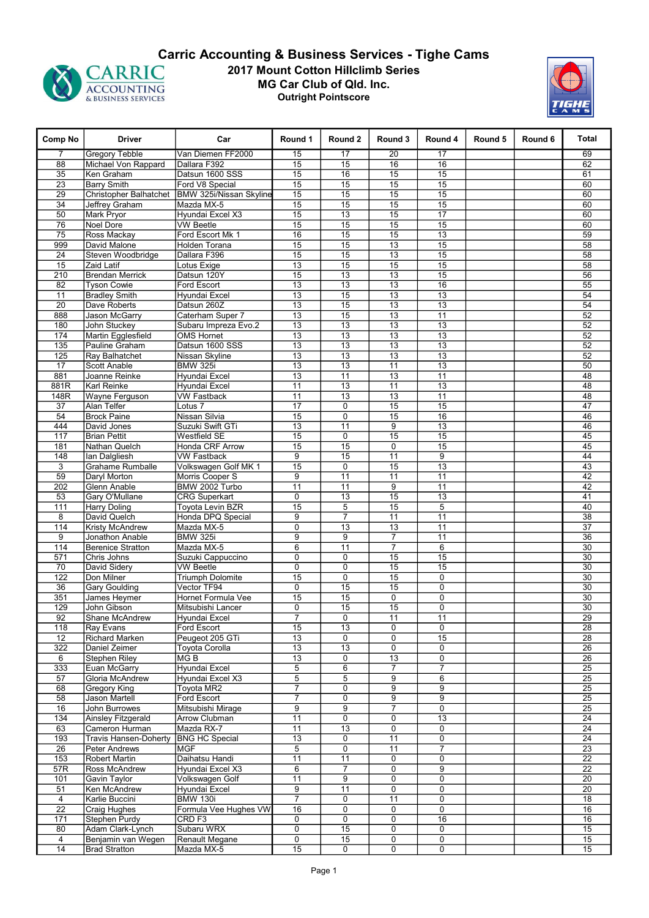# Carric Accounting & Business Services - Tighe Cams

## 2017 Mount Cotton Hillclimb Series

## MG Car Club of Qld. Inc.

### Outright Pointscore

| Comp No | Driver | Car | Round 1 | Round 2 | Round 3 | Round 4 | Round 5 | Round 6 | Total |
|---|---|---|---|---|---|---|---|---|---|
| 7 | Gregory Tebble | Van Diemen FF2000 | 15 | 17 | 20 | 17 | | | 69 |
| 88 | Michael Von Rappard | Dallara F392 | 15 | 15 | 16 | 16 | | | 62 |
| 35 | Ken Graham | Datsun 1600 SSS | 15 | 16 | 15 | 15 | | | 61 |
| 23 | Barry Smith | Ford V8 Special | 15 | 15 | 15 | 15 | | | 60 |
| 29 | Christopher Balhatchet | BMW 325i/Nissan Skyline | 15 | 15 | 15 | 15 | | | 60 |
| 34 | Jeffrey Graham | Mazda MX-5 | 15 | 15 | 15 | 15 | | | 60 |
| 50 | Mark Pryor | Hyundai Excel X3 | 15 | 13 | 15 | 17 | | | 60 |
| 76 | Noel Dore | VW Beetle | 15 | 15 | 15 | 15 | | | 60 |
| 75 | Ross Mackay | Ford Escort Mk 1 | 16 | 15 | 15 | 13 | | | 59 |
| 999 | David Malone | Holden Torana | 15 | 15 | 13 | 15 | | | 58 |
| 24 | Steven Woodbridge | Dallara F396 | 15 | 15 | 13 | 15 | | | 58 |
| 15 | Zaid Latif | Lotus Exige | 13 | 15 | 15 | 15 | | | 58 |
| 210 | Brendan Merrick | Datsun 120Y | 15 | 13 | 13 | 15 | | | 56 |
| 82 | Tyson Cowie | Ford Escort | 13 | 13 | 13 | 16 | | | 55 |
| 11 | Bradley Smith | Hyundai Excel | 13 | 15 | 13 | 13 | | | 54 |
| 20 | Dave Roberts | Datsun 260Z | 13 | 15 | 13 | 13 | | | 54 |
| 888 | Jason McGarry | Caterham Super 7 | 13 | 15 | 13 | 11 | | | 52 |
| 180 | John Stuckey | Subaru Impreza Evo.2 | 13 | 13 | 13 | 13 | | | 52 |
| 174 | Martin Egglesfield | OMS Hornet | 13 | 13 | 13 | 13 | | | 52 |
| 135 | Pauline Graham | Datsun 1600 SSS | 13 | 13 | 13 | 13 | | | 52 |
| 125 | Ray Balhatchet | Nissan Skyline | 13 | 13 | 13 | 13 | | | 52 |
| 17 | Scott Anable | BMW 325i | 13 | 13 | 11 | 13 | | | 50 |
| 881 | Joanne Reinke | Hyundai Excel | 13 | 11 | 13 | 11 | | | 48 |
| 881R | Karl Reinke | Hyundai Excel | 11 | 13 | 11 | 13 | | | 48 |
| 148R | Wayne Ferguson | VW Fastback | 11 | 13 | 13 | 11 | | | 48 |
| 37 | Alan Telfer | Lotus 7 | 17 | 0 | 15 | 15 | | | 47 |
| 54 | Brock Paine | Nissan Silvia | 15 | 0 | 15 | 16 | | | 46 |
| 444 | David Jones | Suzuki Swift GTi | 13 | 11 | 9 | 13 | | | 46 |
| 117 | Brian Pettit | Westfield SE | 15 | 0 | 15 | 15 | | | 45 |
| 181 | Nathan Quelch | Honda CRF Arrow | 15 | 15 | 0 | 15 | | | 45 |
| 148 | Ian Dalgliesh | VW Fastback | 9 | 15 | 11 | 9 | | | 44 |
| 3 | Grahame Rumballe | Volkswagen Golf MK 1 | 15 | 0 | 15 | 13 | | | 43 |
| 59 | Daryl Morton | Morris Cooper S | 9 | 11 | 11 | 11 | | | 42 |
| 202 | Glenn Anable | BMW 2002 Turbo | 11 | 11 | 9 | 11 | | | 42 |
| 53 | Gary O'Mullane | CRG Superkart | 0 | 13 | 15 | 13 | | | 41 |
| 111 | Harry Doling | Toyota Levin BZR | 15 | 5 | 15 | 5 | | | 40 |
| 8 | David Quelch | Honda DPQ Special | 9 | 7 | 11 | 11 | | | 38 |
| 114 | Kristy McAndrew | Mazda MX-5 | 0 | 13 | 13 | 11 | | | 37 |
| 9 | Jonathon Anable | BMW 325i | 9 | 9 | 7 | 11 | | | 36 |
| 114 | Berenice Stratton | Mazda MX-5 | 6 | 11 | 7 | 6 | | | 30 |
| 571 | Chris Johns | Suzuki Cappuccino | 0 | 0 | 15 | 15 | | | 30 |
| 70 | David Sidery | VW Beetle | 0 | 0 | 15 | 15 | | | 30 |
| 122 | Don Milner | Triumph Dolomite | 15 | 0 | 15 | 0 | | | 30 |
| 36 | Gary Goulding | Vector TF94 | 0 | 15 | 15 | 0 | | | 30 |
| 351 | James Heymer | Hornet Formula Vee | 15 | 15 | 0 | 0 | | | 30 |
| 129 | John Gibson | Mitsubishi Lancer | 0 | 15 | 15 | 0 | | | 30 |
| 92 | Shane McAndrew | Hyundai Excel | 7 | 0 | 11 | 11 | | | 29 |
| 118 | Ray Evans | Ford Escort | 15 | 13 | 0 | 0 | | | 28 |
| 12 | Richard Marken | Peugeot 205 GTi | 13 | 0 | 0 | 15 | | | 28 |
| 322 | Daniel Zeimer | Toyota Corolla | 13 | 13 | 0 | 0 | | | 26 |
| 6 | Stephen Riley | MG B | 13 | 0 | 13 | 0 | | | 26 |
| 333 | Euan McGarry | Hyundai Excel | 5 | 6 | 7 | 7 | | | 25 |
| 57 | Gloria McAndrew | Hyundai Excel X3 | 5 | 5 | 9 | 6 | | | 25 |
| 68 | Gregory King | Toyota MR2 | 7 | 0 | 9 | 9 | | | 25 |
| 58 | Jason Martell | Ford Escort | 7 | 0 | 9 | 9 | | | 25 |
| 16 | John Burrowes | Mitsubishi Mirage | 9 | 9 | 7 | 0 | | | 25 |
| 134 | Ainsley Fitzgerald | Arrow Clubman | 11 | 0 | 0 | 13 | | | 24 |
| 63 | Cameron Hurman | Mazda RX-7 | 11 | 13 | 0 | 0 | | | 24 |
| 193 | Travis Hansen-Doherty | BNG HC Special | 13 | 0 | 11 | 0 | | | 24 |
| 26 | Peter Andrews | MGF | 5 | 0 | 11 | 7 | | | 23 |
| 153 | Robert Martin | Daihatsu Handi | 11 | 11 | 0 | 0 | | | 22 |
| 57R | Ross McAndrew | Hyundai Excel X3 | 6 | 7 | 0 | 9 | | | 22 |
| 101 | Gavin Taylor | Volkswagen Golf | 11 | 9 | 0 | 0 | | | 20 |
| 51 | Ken McAndrew | Hyundai Excel | 9 | 11 | 0 | 0 | | | 20 |
| 4 | Karlie Buccini | BMW 130i | 7 | 0 | 11 | 0 | | | 18 |
| 22 | Craig Hughes | Formula Vee Hughes VW | 16 | 0 | 0 | 0 | | | 16 |
| 171 | Stephen Purdy | CRD F3 | 0 | 0 | 0 | 16 | | | 16 |
| 80 | Adam Clark-Lynch | Subaru WRX | 0 | 15 | 0 | 0 | | | 15 |
| 4 | Benjamin van Wegen | Renault Megane | 0 | 15 | 0 | 0 | | | 15 |
| 14 | Brad Stratton | Mazda MX-5 | 15 | 0 | 0 | 0 | | | 15 |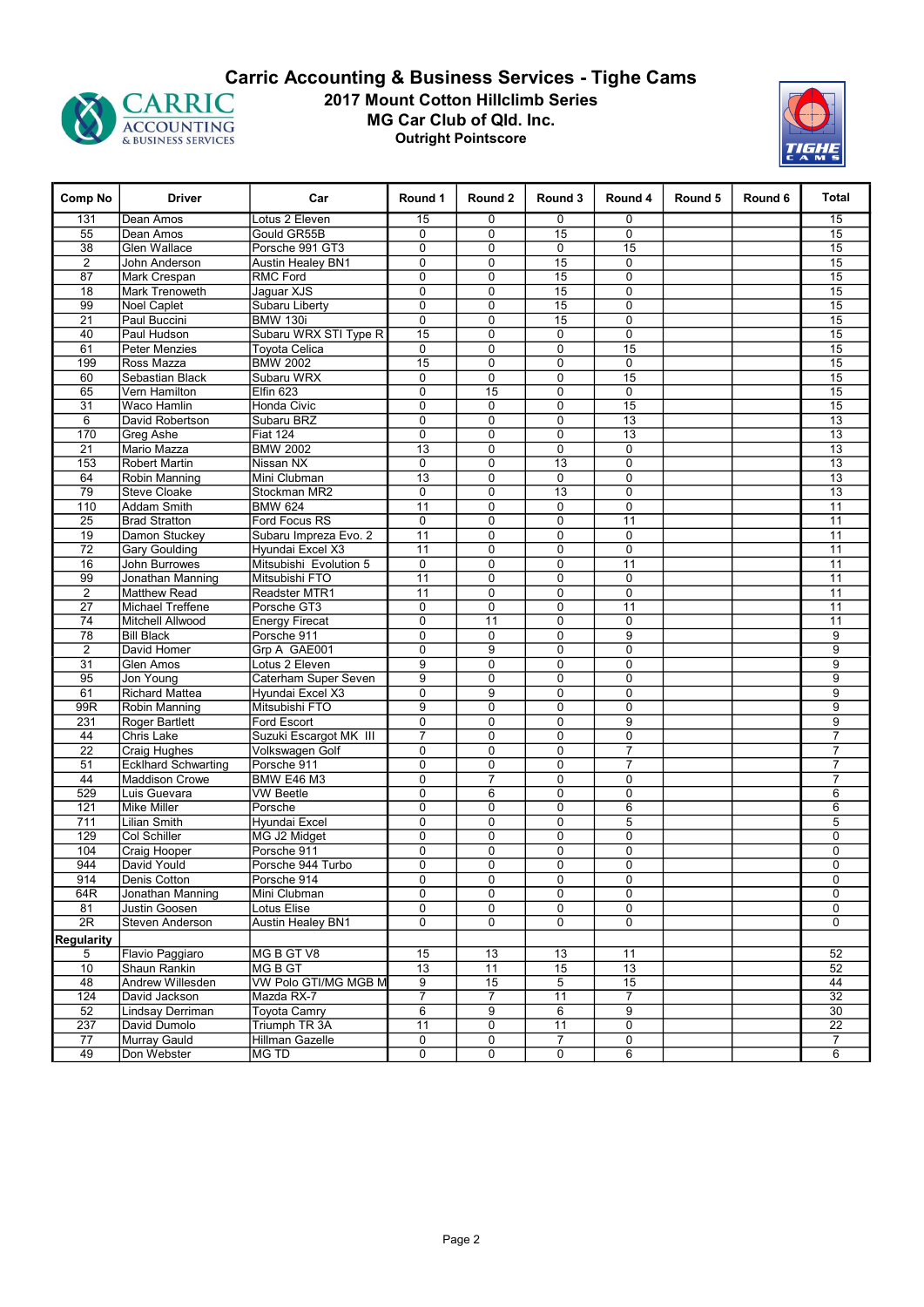# Carric Accounting & Business Services - Tighe Cams

## 2017 Mount Cotton Hillclimb Series

## MG Car Club of Qld. Inc.

### Outright Pointscore

| Comp No | Driver | Car | Round 1 | Round 2 | Round 3 | Round 4 | Round 5 | Round 6 | Total |
|---|---|---|---|---|---|---|---|---|---|
| 131 | Dean Amos | Lotus 2 Eleven | 15 | 0 | 0 | 0 | | | 15 |
| 55 | Dean Amos | Gould GR55B | 0 | 0 | 15 | 0 | | | 15 |
| 38 | Glen Wallace | Porsche 991 GT3 | 0 | 0 | 0 | 15 | | | 15 |
| 2 | John Anderson | Austin Healey BN1 | 0 | 0 | 15 | 0 | | | 15 |
| 87 | Mark Crespan | RMC Ford | 0 | 0 | 15 | 0 | | | 15 |
| 18 | Mark Trenoweth | Jaguar XJS | 0 | 0 | 15 | 0 | | | 15 |
| 99 | Noel Caplet | Subaru Liberty | 0 | 0 | 15 | 0 | | | 15 |
| 21 | Paul Buccini | BMW 130i | 0 | 0 | 15 | 0 | | | 15 |
| 40 | Paul Hudson | Subaru WRX STI Type R | 15 | 0 | 0 | 0 | | | 15 |
| 61 | Peter Menzies | Toyota Celica | 0 | 0 | 0 | 15 | | | 15 |
| 199 | Ross Mazza | BMW 2002 | 15 | 0 | 0 | 0 | | | 15 |
| 60 | Sebastian Black | Subaru WRX | 0 | 0 | 0 | 15 | | | 15 |
| 65 | Vern Hamilton | Elfin 623 | 0 | 15 | 0 | 0 | | | 15 |
| 31 | Waco Hamlin | Honda Civic | 0 | 0 | 0 | 15 | | | 15 |
| 6 | David Robertson | Subaru BRZ | 0 | 0 | 0 | 13 | | | 13 |
| 170 | Greg Ashe | Fiat 124 | 0 | 0 | 0 | 13 | | | 13 |
| 21 | Mario Mazza | BMW 2002 | 13 | 0 | 0 | 0 | | | 13 |
| 153 | Robert Martin | Nissan NX | 0 | 0 | 13 | 0 | | | 13 |
| 64 | Robin Manning | Mini Clubman | 13 | 0 | 0 | 0 | | | 13 |
| 79 | Steve Cloake | Stockman MR2 | 0 | 0 | 13 | 0 | | | 13 |
| 110 | Addam Smith | BMW 624 | 11 | 0 | 0 | 0 | | | 11 |
| 25 | Brad Stratton | Ford Focus RS | 0 | 0 | 0 | 11 | | | 11 |
| 19 | Damon Stuckey | Subaru Impreza Evo. 2 | 11 | 0 | 0 | 0 | | | 11 |
| 72 | Gary Goulding | Hyundai Excel X3 | 11 | 0 | 0 | 0 | | | 11 |
| 16 | John Burrowes | Mitsubishi Evolution 5 | 0 | 0 | 0 | 11 | | | 11 |
| 99 | Jonathan Manning | Mitsubishi FTO | 11 | 0 | 0 | 0 | | | 11 |
| 2 | Matthew Read | Readster MTR1 | 11 | 0 | 0 | 0 | | | 11 |
| 27 | Michael Treffene | Porsche GT3 | 0 | 0 | 0 | 11 | | | 11 |
| 74 | Mitchell Allwood | Energy Firecat | 0 | 11 | 0 | 0 | | | 11 |
| 78 | Bill Black | Porsche 911 | 0 | 0 | 0 | 9 | | | 9 |
| 2 | David Homer | Grp A GAE001 | 0 | 9 | 0 | 0 | | | 9 |
| 31 | Glen Amos | Lotus 2 Eleven | 9 | 0 | 0 | 0 | | | 9 |
| 95 | Jon Young | Caterham Super Seven | 9 | 0 | 0 | 0 | | | 9 |
| 61 | Richard Mattea | Hyundai Excel X3 | 0 | 9 | 0 | 0 | | | 9 |
| 99R | Robin Manning | Mitsubishi FTO | 9 | 0 | 0 | 0 | | | 9 |
| 231 | Roger Bartlett | Ford Escort | 0 | 0 | 0 | 9 | | | 9 |
| 44 | Chris Lake | Suzuki Escargot MK III | 7 | 0 | 0 | 0 | | | 7 |
| 22 | Craig Hughes | Volkswagen Golf | 0 | 0 | 0 | 7 | | | 7 |
| 51 | Ecklhard Schwarting | Porsche 911 | 0 | 0 | 0 | 7 | | | 7 |
| 44 | Maddison Crowe | BMW E46 M3 | 0 | 7 | 0 | 0 | | | 7 |
| 529 | Luis Guevara | VW Beetle | 0 | 6 | 0 | 0 | | | 6 |
| 121 | Mike Miller | Porsche | 0 | 0 | 0 | 6 | | | 6 |
| 711 | Lilian Smith | Hyundai Excel | 0 | 0 | 0 | 5 | | | 5 |
| 129 | Col Schiller | MG J2 Midget | 0 | 0 | 0 | 0 | | | 0 |
| 104 | Craig Hooper | Porsche 911 | 0 | 0 | 0 | 0 | | | 0 |
| 944 | David Yould | Porsche 944 Turbo | 0 | 0 | 0 | 0 | | | 0 |
| 914 | Denis Cotton | Porsche 914 | 0 | 0 | 0 | 0 | | | 0 |
| 64R | Jonathan Manning | Mini Clubman | 0 | 0 | 0 | 0 | | | 0 |
| 81 | Justin Goosen | Lotus Elise | 0 | 0 | 0 | 0 | | | 0 |
| 2R | Steven Anderson | Austin Healey BN1 | 0 | 0 | 0 | 0 | | | 0 |
| **Regularity** | | | | | | | | | |
| 5 | Flavio Paggiaro | MG B GT V8 | 15 | 13 | 13 | 11 | | | 52 |
| 10 | Shaun Rankin | MG B GT | 13 | 11 | 15 | 13 | | | 52 |
| 48 | Andrew Willesden | VW Polo GTI/MG MGB M | 9 | 15 | 5 | 15 | | | 44 |
| 124 | David Jackson | Mazda RX-7 | 7 | 7 | 11 | 7 | | | 32 |
| 52 | Lindsay Derriman | Toyota Camry | 6 | 9 | 6 | 9 | | | 30 |
| 237 | David Dumolo | Triumph TR 3A | 11 | 0 | 11 | 0 | | | 22 |
| 77 | Murray Gauld | Hillman Gazelle | 0 | 0 | 7 | 0 | | | 7 |
| 49 | Don Webster | MG TD | 0 | 0 | 0 | 6 | | | 6 |